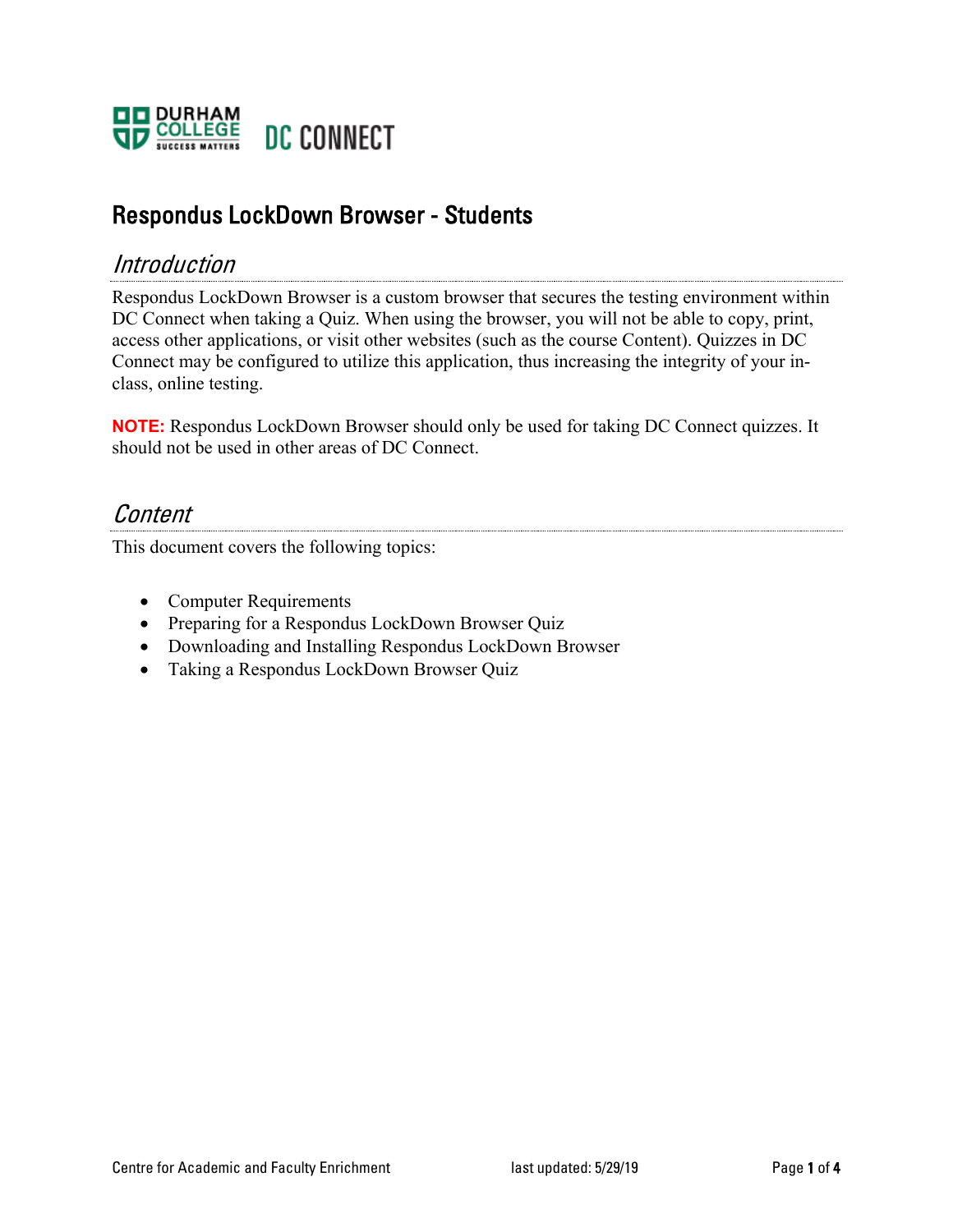# Respondus LockDown Browser - Students

## *Introduction*

Respondus LockDown Browser is a custom browser that secures the testing environment within DC Connect when taking a Quiz. When using the browser, you will not be able to copy, print, access other applications, or visit other websites (such as the course Content). Quizzes in DC Connect may be configured to utilize this application, thus increasing the integrity of your in-class, online testing.

**NOTE:** Respondus LockDown Browser should only be used for taking DC Connect quizzes. It should not be used in other areas of DC Connect.

## *Content*

This document covers the following topics:

- Computer Requirements
- Preparing for a Respondus LockDown Browser Quiz
- Downloading and Installing Respondus LockDown Browser
- Taking a Respondus LockDown Browser Quiz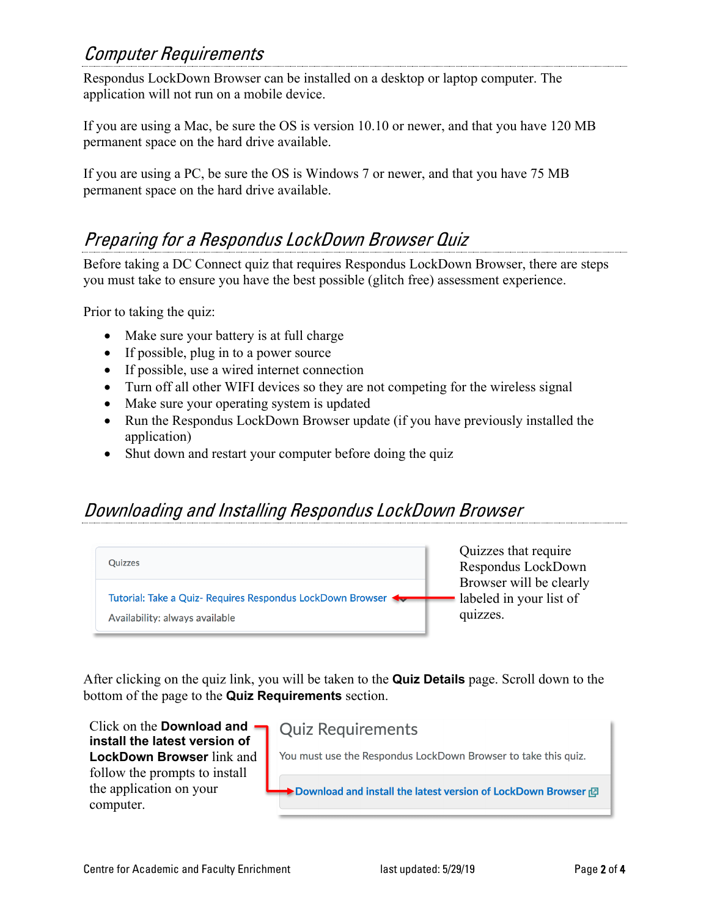## Computer Requirements

Respondus LockDown Browser can be installed on a desktop or laptop computer. The application will not run on a mobile device.

If you are using a Mac, be sure the OS is version 10.10 or newer, and that you have 120 MB permanent space on the hard drive available.

If you are using a PC, be sure the OS is Windows 7 or newer, and that you have 75 MB permanent space on the hard drive available.

## Preparing for a Respondus LockDown Browser Quiz

Before taking a DC Connect quiz that requires Respondus LockDown Browser, there are steps you must take to ensure you have the best possible (glitch free) assessment experience.

Prior to taking the quiz:

- Make sure your battery is at full charge
- If possible, plug in to a power source
- If possible, use a wired internet connection
- Turn off all other WIFI devices so they are not competing for the wireless signal
- Make sure your operating system is updated
- Run the Respondus LockDown Browser update (if you have previously installed the application)
- Shut down and restart your computer before doing the quiz

## Downloading and Installing Respondus LockDown Browser

Quizzes

Tutorial: Take a Quiz- Requires Respondus LockDown Browser

Availability: always available

Quizzes that require Respondus LockDown Browser will be clearly labeled in your list of quizzes.

After clicking on the quiz link, you will be taken to the **Quiz Details** page. Scroll down to the bottom of the page to the **Quiz Requirements** section.

Click on the **Download and install the latest version of LockDown Browser** link and follow the prompts to install the application on your computer.

Quiz Requirements

You must use the Respondus LockDown Browser to take this quiz.

Download and install the latest version of LockDown Browser

Centre for Academic and Faculty Enrichment

last updated: 5/29/19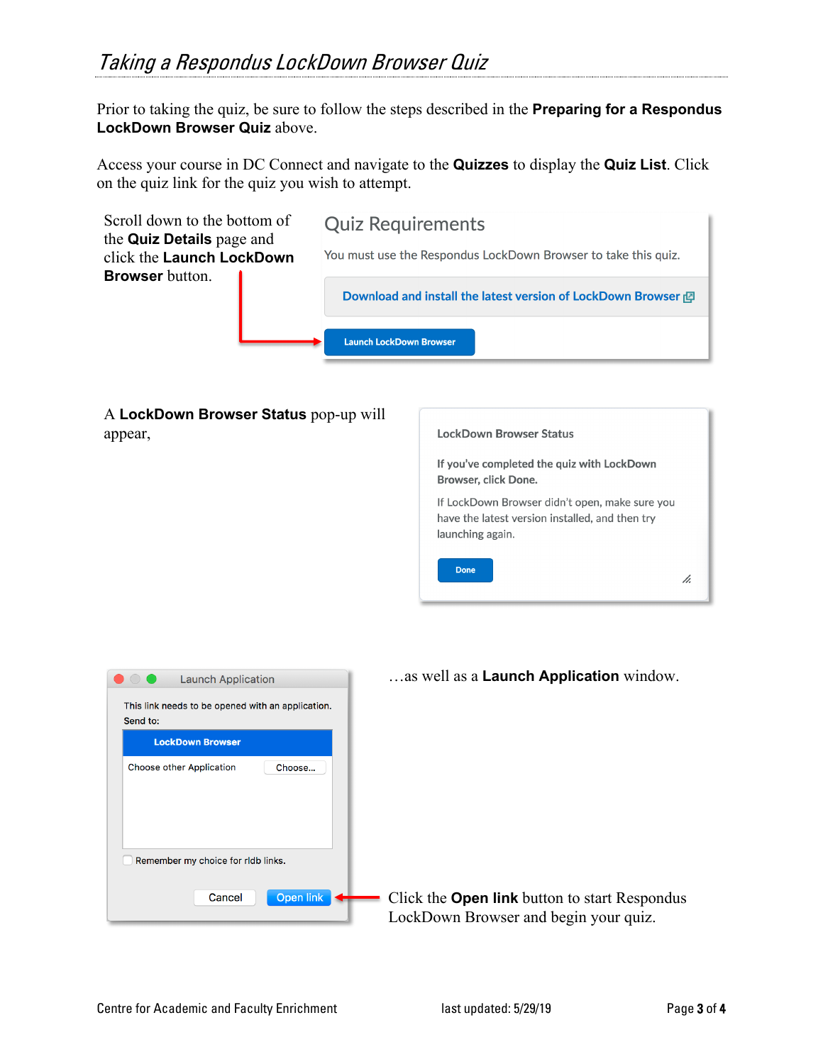## *Taking a Respondus LockDown Browser Quiz*

Prior to taking the quiz, be sure to follow the steps described in the **Preparing for a Respondus LockDown Browser Quiz** above.

Access your course in DC Connect and navigate to the **Quizzes** to display the **Quiz List**. Click on the quiz link for the quiz you wish to attempt.

Scroll down to the bottom of the **Quiz Details** page and click the **Launch LockDown Browser** button.

Quiz Requirements

You must use the Respondus LockDown Browser to take this quiz.

Download and install the latest version of LockDown Browser

Launch LockDown Browser

A **LockDown Browser Status** pop-up will appear,

LockDown Browser Status

If you've completed the quiz with LockDown Browser, click Done.

If LockDown Browser didn't open, make sure you have the latest version installed, and then try launching again.

Done

…as well as a **Launch Application** window.

Launch Application

This link needs to be opened with an application.
Send to:

LockDown Browser

Choose other Application Choose...

Remember my choice for rldb links.

Cancel Open link

Click the **Open link** button to start Respondus LockDown Browser and begin your quiz.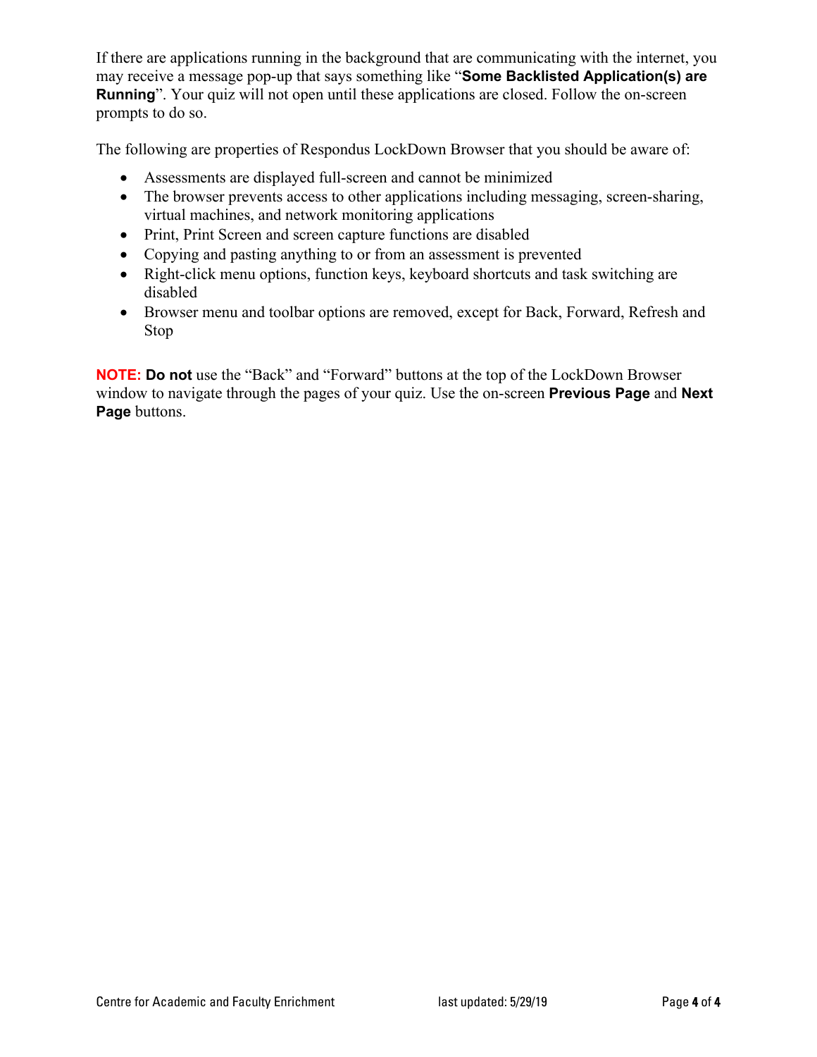If there are applications running in the background that are communicating with the internet, you may receive a message pop-up that says something like "**Some Backlisted Application(s) are Running**". Your quiz will not open until these applications are closed. Follow the on-screen prompts to do so.

The following are properties of Respondus LockDown Browser that you should be aware of:

- Assessments are displayed full-screen and cannot be minimized
- The browser prevents access to other applications including messaging, screen-sharing, virtual machines, and network monitoring applications
- Print, Print Screen and screen capture functions are disabled
- Copying and pasting anything to or from an assessment is prevented
- Right-click menu options, function keys, keyboard shortcuts and task switching are disabled
- Browser menu and toolbar options are removed, except for Back, Forward, Refresh and Stop

**NOTE: Do not** use the "Back" and "Forward" buttons at the top of the LockDown Browser window to navigate through the pages of your quiz. Use the on-screen **Previous Page** and **Next Page** buttons.